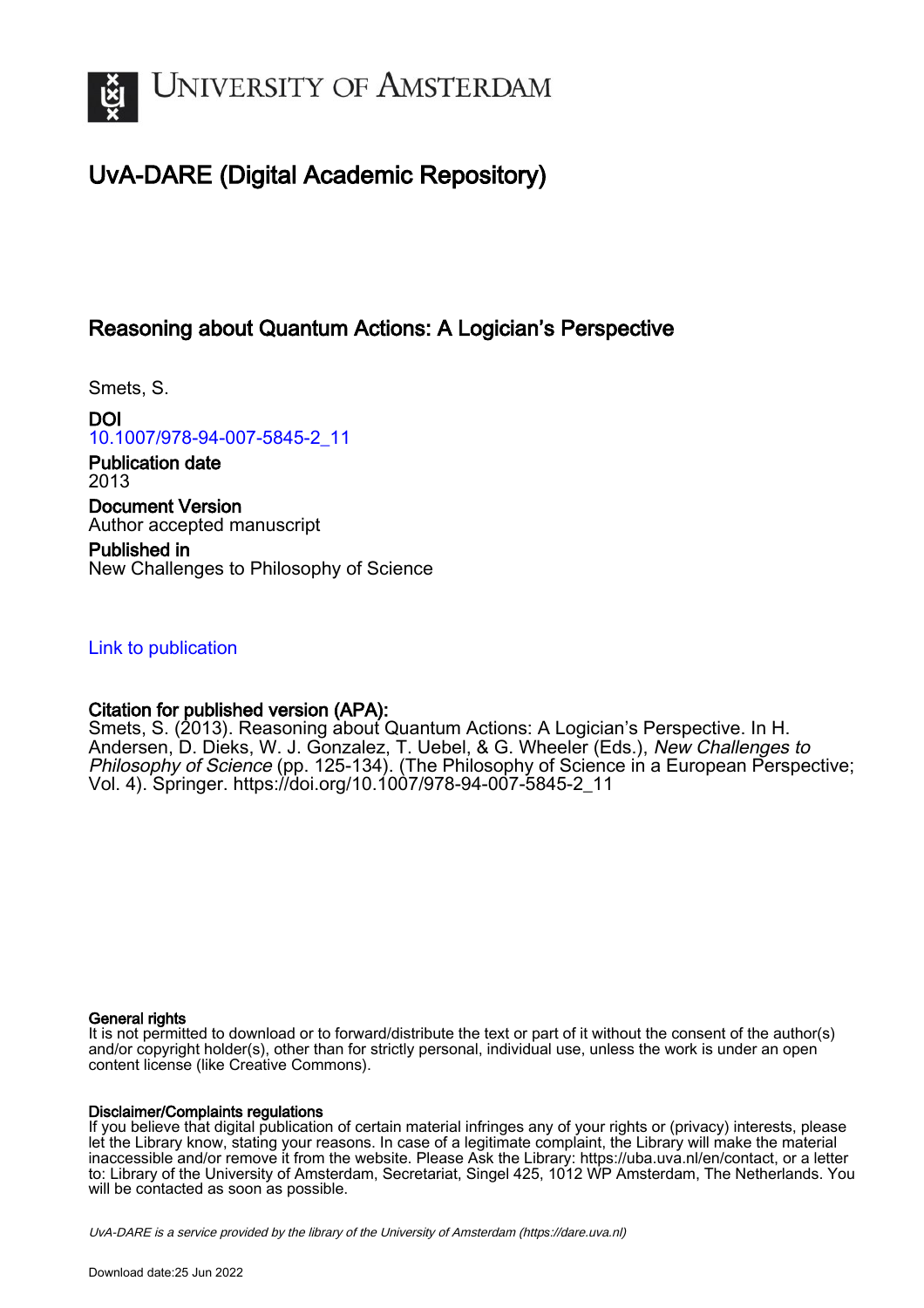# University of Amsterdam

## UvA-DARE (Digital Academic Repository)

### Reasoning about Quantum Actions: A Logician's Perspective

Smets, S.

**DOI**
10.1007/978-94-007-5845-2_11

**Publication date**
2013

**Document Version**
Author accepted manuscript

**Published in**
New Challenges to Philosophy of Science

Link to publication

**Citation for published version (APA):**
Smets, S. (2013). Reasoning about Quantum Actions: A Logician's Perspective. In H. Andersen, D. Dieks, W. J. Gonzalez, T. Uebel, & G. Wheeler (Eds.), *New Challenges to Philosophy of Science* (pp. 125-134). (The Philosophy of Science in a European Perspective; Vol. 4). Springer. https://doi.org/10.1007/978-94-007-5845-2_11

**General rights**
It is not permitted to download or to forward/distribute the text or part of it without the consent of the author(s) and/or copyright holder(s), other than for strictly personal, individual use, unless the work is under an open content license (like Creative Commons).

**Disclaimer/Complaints regulations**
If you believe that digital publication of certain material infringes any of your rights or (privacy) interests, please let the Library know, stating your reasons. In case of a legitimate complaint, the Library will make the material inaccessible and/or remove it from the website. Please Ask the Library: https://uba.uva.nl/en/contact, or a letter to: Library of the University of Amsterdam, Secretariat, Singel 425, 1012 WP Amsterdam, The Netherlands. You will be contacted as soon as possible.

*UvA-DARE is a service provided by the library of the University of Amsterdam (https://dare.uva.nl)*

Download date:25 Jun 2022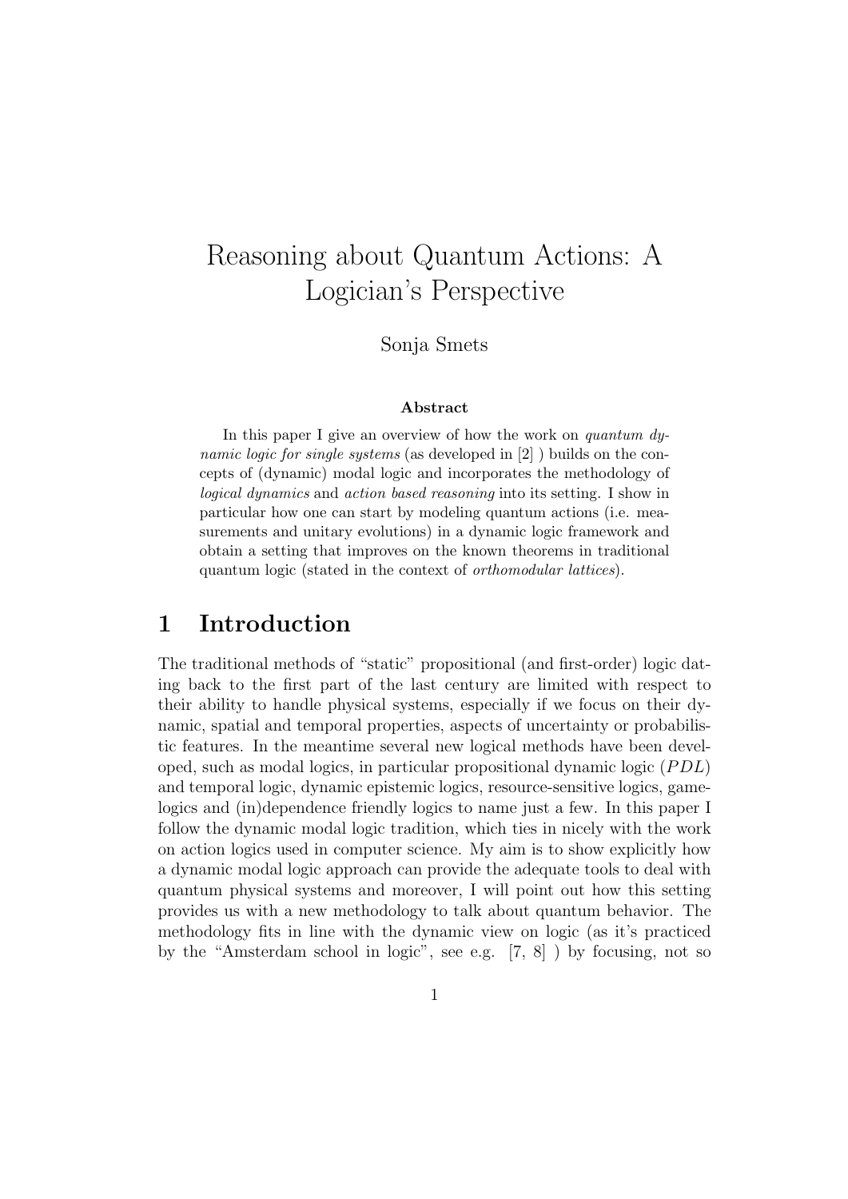# Reasoning about Quantum Actions: A Logician's Perspective

Sonja Smets

### Abstract

In this paper I give an overview of how the work on *quantum dynamic logic for single systems* (as developed in [2] ) builds on the concepts of (dynamic) modal logic and incorporates the methodology of *logical dynamics* and *action based reasoning* into its setting. I show in particular how one can start by modeling quantum actions (i.e. measurements and unitary evolutions) in a dynamic logic framework and obtain a setting that improves on the known theorems in traditional quantum logic (stated in the context of *orthomodular lattices*).

## 1 Introduction

The traditional methods of "static" propositional (and first-order) logic dating back to the first part of the last century are limited with respect to their ability to handle physical systems, especially if we focus on their dynamic, spatial and temporal properties, aspects of uncertainty or probabilistic features. In the meantime several new logical methods have been developed, such as modal logics, in particular propositional dynamic logic ($PDL$) and temporal logic, dynamic epistemic logics, resource-sensitive logics, game-logics and (in)dependence friendly logics to name just a few. In this paper I follow the dynamic modal logic tradition, which ties in nicely with the work on action logics used in computer science. My aim is to show explicitly how a dynamic modal logic approach can provide the adequate tools to deal with quantum physical systems and moreover, I will point out how this setting provides us with a new methodology to talk about quantum behavior. The methodology fits in line with the dynamic view on logic (as it's practiced by the "Amsterdam school in logic", see e.g. [7, 8] ) by focusing, not so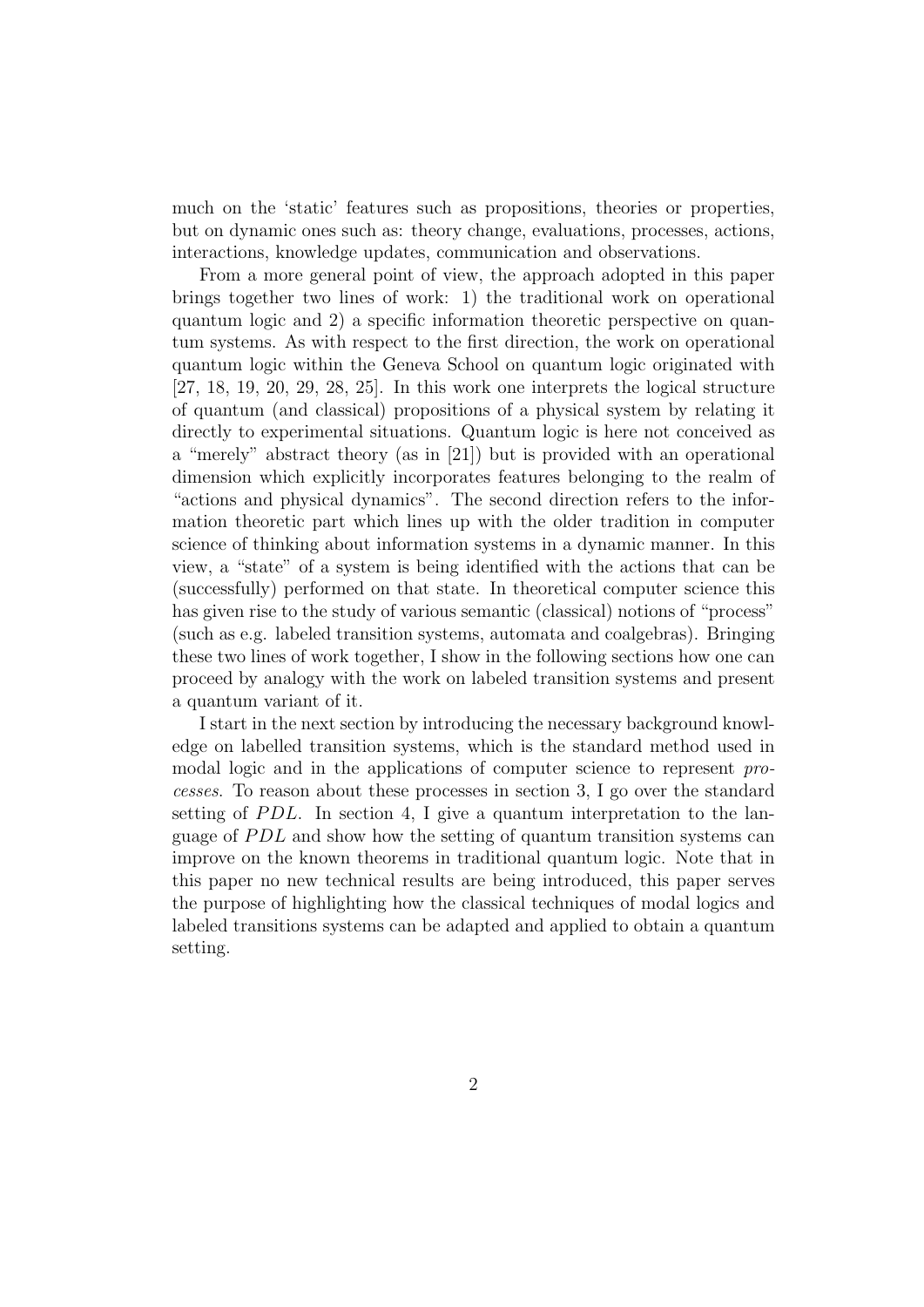much on the 'static' features such as propositions, theories or properties, but on dynamic ones such as: theory change, evaluations, processes, actions, interactions, knowledge updates, communication and observations.

From a more general point of view, the approach adopted in this paper brings together two lines of work: 1) the traditional work on operational quantum logic and 2) a specific information theoretic perspective on quantum systems. As with respect to the first direction, the work on operational quantum logic within the Geneva School on quantum logic originated with [27, 18, 19, 20, 29, 28, 25]. In this work one interprets the logical structure of quantum (and classical) propositions of a physical system by relating it directly to experimental situations. Quantum logic is here not conceived as a "merely" abstract theory (as in [21]) but is provided with an operational dimension which explicitly incorporates features belonging to the realm of "actions and physical dynamics". The second direction refers to the information theoretic part which lines up with the older tradition in computer science of thinking about information systems in a dynamic manner. In this view, a "state" of a system is being identified with the actions that can be (successfully) performed on that state. In theoretical computer science this has given rise to the study of various semantic (classical) notions of "process" (such as e.g. labeled transition systems, automata and coalgebras). Bringing these two lines of work together, I show in the following sections how one can proceed by analogy with the work on labeled transition systems and present a quantum variant of it.

I start in the next section by introducing the necessary background knowledge on labelled transition systems, which is the standard method used in modal logic and in the applications of computer science to represent *processes*. To reason about these processes in section 3, I go over the standard setting of $PDL$. In section 4, I give a quantum interpretation to the language of $PDL$ and show how the setting of quantum transition systems can improve on the known theorems in traditional quantum logic. Note that in this paper no new technical results are being introduced, this paper serves the purpose of highlighting how the classical techniques of modal logics and labeled transitions systems can be adapted and applied to obtain a quantum setting.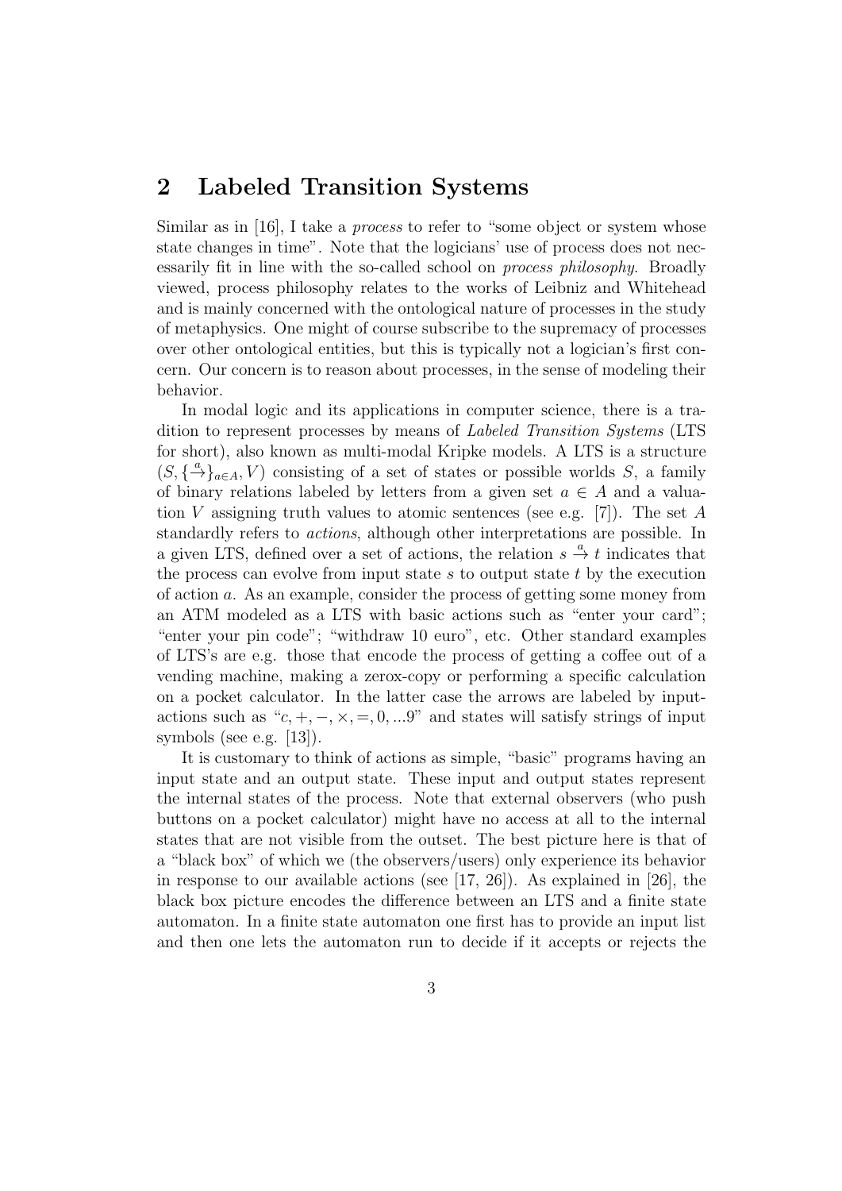## 2 Labeled Transition Systems

Similar as in [16], I take a *process* to refer to "some object or system whose state changes in time". Note that the logicians' use of process does not necessarily fit in line with the so-called school on *process philosophy*. Broadly viewed, process philosophy relates to the works of Leibniz and Whitehead and is mainly concerned with the ontological nature of processes in the study of metaphysics. One might of course subscribe to the supremacy of processes over other ontological entities, but this is typically not a logician's first concern. Our concern is to reason about processes, in the sense of modeling their behavior.

In modal logic and its applications in computer science, there is a tradition to represent processes by means of *Labeled Transition Systems* (LTS for short), also known as multi-modal Kripke models. A LTS is a structure $(S, \{\stackrel{a}{\rightarrow}\}_{a \in A}, V)$ consisting of a set of states or possible worlds $S$, a family of binary relations labeled by letters from a given set $a \in A$ and a valuation $V$ assigning truth values to atomic sentences (see e.g. [7]). The set $A$ standardly refers to *actions*, although other interpretations are possible. In a given LTS, defined over a set of actions, the relation $s \stackrel{a}{\rightarrow} t$ indicates that the process can evolve from input state $s$ to output state $t$ by the execution of action $a$. As an example, consider the process of getting some money from an ATM modeled as a LTS with basic actions such as "enter your card"; "enter your pin code"; "withdraw 10 euro", etc. Other standard examples of LTS's are e.g. those that encode the process of getting a coffee out of a vending machine, making a zerox-copy or performing a specific calculation on a pocket calculator. In the latter case the arrows are labeled by input-actions such as "$c, +, -, \times, =, 0, ...9$" and states will satisfy strings of input symbols (see e.g. [13]).

It is customary to think of actions as simple, "basic" programs having an input state and an output state. These input and output states represent the internal states of the process. Note that external observers (who push buttons on a pocket calculator) might have no access at all to the internal states that are not visible from the outset. The best picture here is that of a "black box" of which we (the observers/users) only experience its behavior in response to our available actions (see [17, 26]). As explained in [26], the black box picture encodes the difference between an LTS and a finite state automaton. In a finite state automaton one first has to provide an input list and then one lets the automaton run to decide if it accepts or rejects the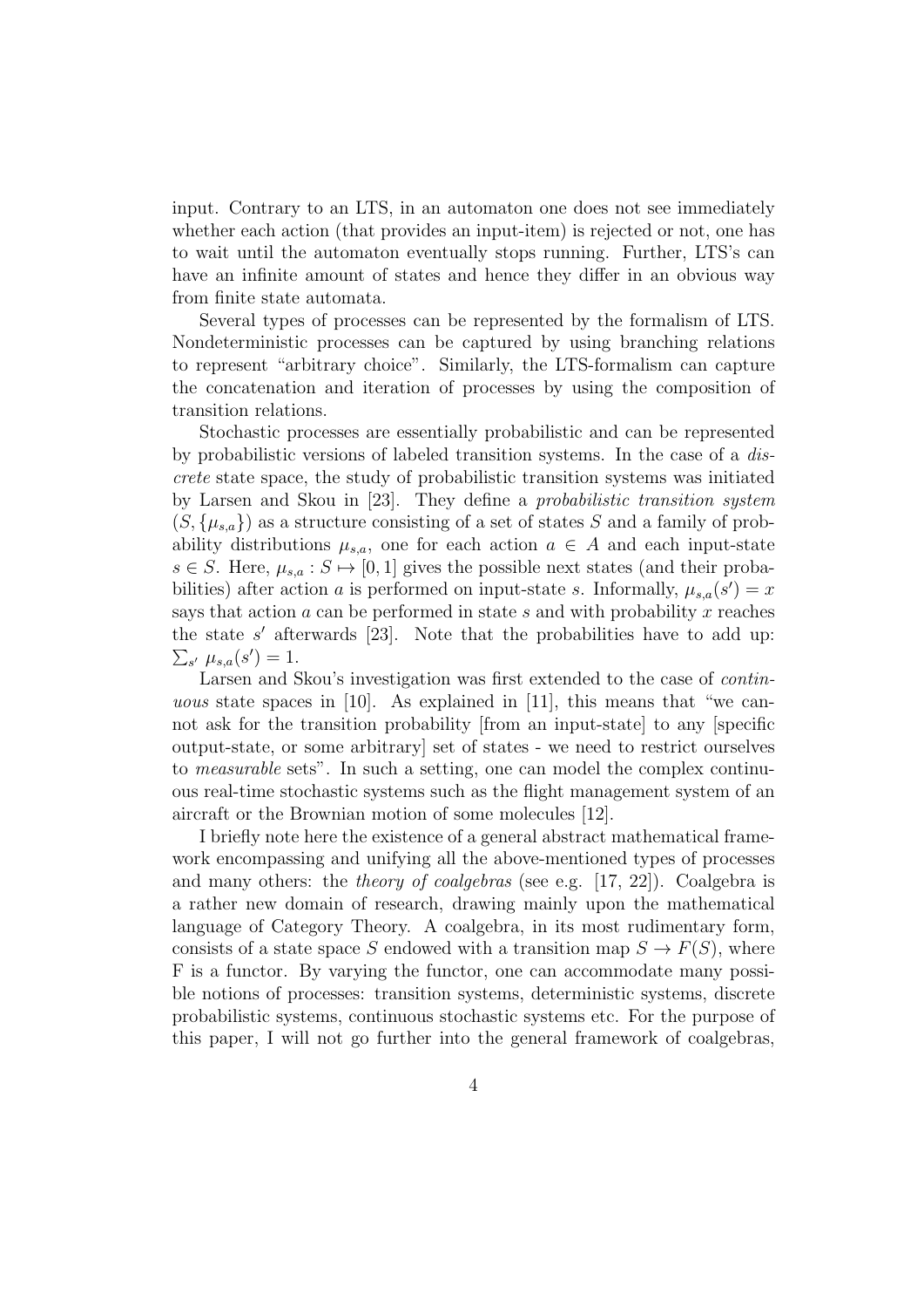input. Contrary to an LTS, in an automaton one does not see immediately whether each action (that provides an input-item) is rejected or not, one has to wait until the automaton eventually stops running. Further, LTS's can have an infinite amount of states and hence they differ in an obvious way from finite state automata.

Several types of processes can be represented by the formalism of LTS. Nondeterministic processes can be captured by using branching relations to represent "arbitrary choice". Similarly, the LTS-formalism can capture the concatenation and iteration of processes by using the composition of transition relations.

Stochastic processes are essentially probabilistic and can be represented by probabilistic versions of labeled transition systems. In the case of a *discrete* state space, the study of probabilistic transition systems was initiated by Larsen and Skou in [23]. They define a *probabilistic transition system* $(S, \{\mu_{s,a}\})$ as a structure consisting of a set of states $S$ and a family of probability distributions $\mu_{s,a}$, one for each action $a \in A$ and each input-state $s \in S$. Here, $\mu_{s,a} : S \mapsto [0, 1]$ gives the possible next states (and their probabilities) after action $a$ is performed on input-state $s$. Informally, $\mu_{s,a}(s') = x$ says that action $a$ can be performed in state $s$ and with probability $x$ reaches the state $s'$ afterwards [23]. Note that the probabilities have to add up: $\sum_{s'} \mu_{s,a}(s') = 1$.

Larsen and Skou's investigation was first extended to the case of *continuous* state spaces in [10]. As explained in [11], this means that "we cannot ask for the transition probability [from an input-state] to any [specific output-state, or some arbitrary] set of states - we need to restrict ourselves to *measurable* sets". In such a setting, one can model the complex continuous real-time stochastic systems such as the flight management system of an aircraft or the Brownian motion of some molecules [12].

I briefly note here the existence of a general abstract mathematical framework encompassing and unifying all the above-mentioned types of processes and many others: the *theory of coalgebras* (see e.g. [17, 22]). Coalgebra is a rather new domain of research, drawing mainly upon the mathematical language of Category Theory. A coalgebra, in its most rudimentary form, consists of a state space $S$ endowed with a transition map $S \to F(S)$, where F is a functor. By varying the functor, one can accommodate many possible notions of processes: transition systems, deterministic systems, discrete probabilistic systems, continuous stochastic systems etc. For the purpose of this paper, I will not go further into the general framework of coalgebras,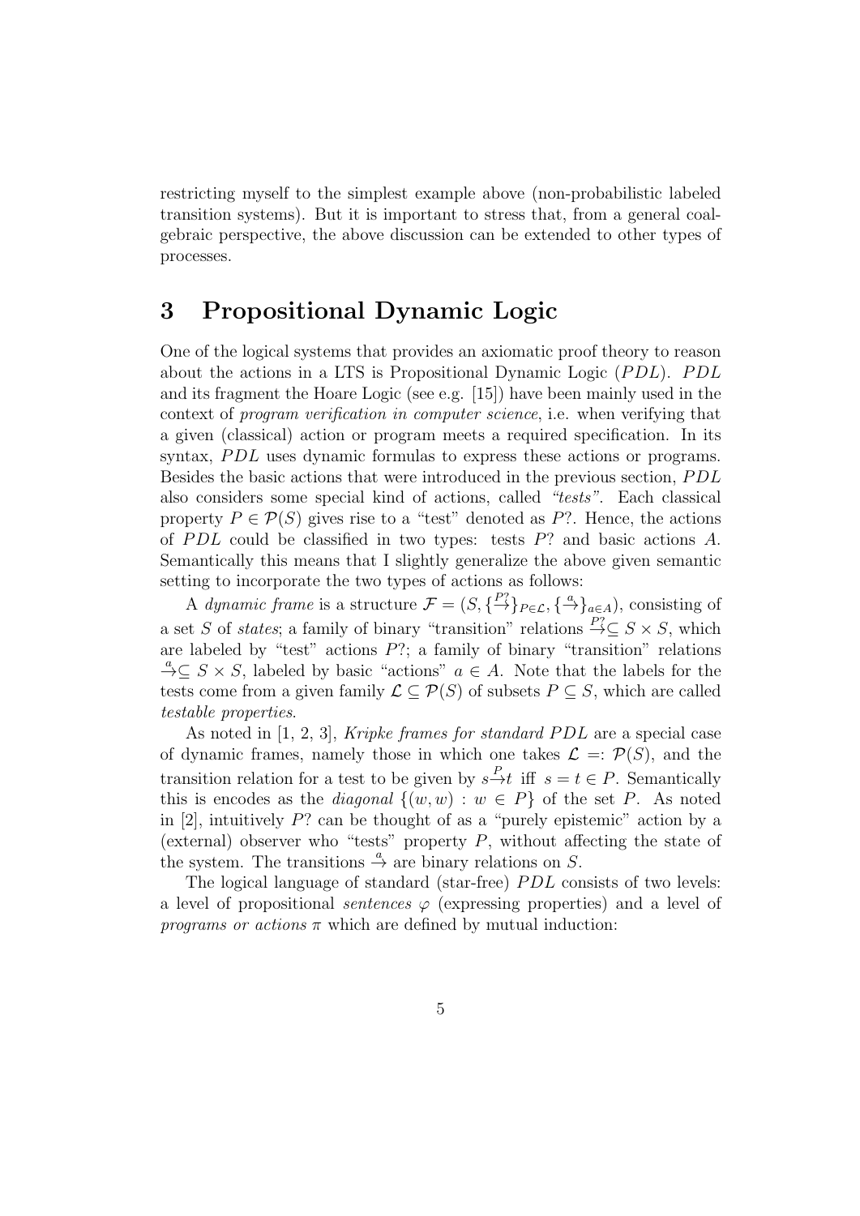restricting myself to the simplest example above (non-probabilistic labeled transition systems). But it is important to stress that, from a general coalgebraic perspective, the above discussion can be extended to other types of processes.

# 3 Propositional Dynamic Logic

One of the logical systems that provides an axiomatic proof theory to reason about the actions in a LTS is Propositional Dynamic Logic ($PDL$). $PDL$ and its fragment the Hoare Logic (see e.g. [15]) have been mainly used in the context of *program verification in computer science*, i.e. when verifying that a given (classical) action or program meets a required specification. In its syntax, $PDL$ uses dynamic formulas to express these actions or programs. Besides the basic actions that were introduced in the previous section, $PDL$ also considers some special kind of actions, called *"tests"*. Each classical property $P \in \mathcal{P}(S)$ gives rise to a "test" denoted as $P?$. Hence, the actions of $PDL$ could be classified in two types: tests $P?$ and basic actions $A$. Semantically this means that I slightly generalize the above given semantic setting to incorporate the two types of actions as follows:

A *dynamic frame* is a structure $\mathcal{F} = (S, \{\overset{P?}{\rightarrow}\}_{P \in \mathcal{L}}, \{\overset{a}{\rightarrow}\}_{a \in A})$, consisting of a set $S$ of *states*; a family of binary "transition" relations $\overset{P?}{\rightarrow} \subseteq S \times S$, which are labeled by "test" actions $P?$; a family of binary "transition" relations $\overset{a}{\rightarrow} \subseteq S \times S$, labeled by basic "actions" $a \in A$. Note that the labels for the tests come from a given family $\mathcal{L} \subseteq \mathcal{P}(S)$ of subsets $P \subseteq S$, which are called *testable properties*.

As noted in [1, 2, 3], *Kripke frames for standard PDL* are a special case of dynamic frames, namely those in which one takes $\mathcal{L} =: \mathcal{P}(S)$, and the transition relation for a test to be given by $s \overset{P}{\rightarrow} t$ iff $s = t \in P$. Semantically this is encodes as the *diagonal* $\{(w, w) : w \in P\}$ of the set $P$. As noted in [2], intuitively $P?$ can be thought of as a "purely epistemic" action by a (external) observer who "tests" property $P$, without affecting the state of the system. The transitions $\overset{a}{\rightarrow}$ are binary relations on $S$.

The logical language of standard (star-free) $PDL$ consists of two levels: a level of propositional *sentences* $\varphi$ (expressing properties) and a level of *programs or actions* $\pi$ which are defined by mutual induction: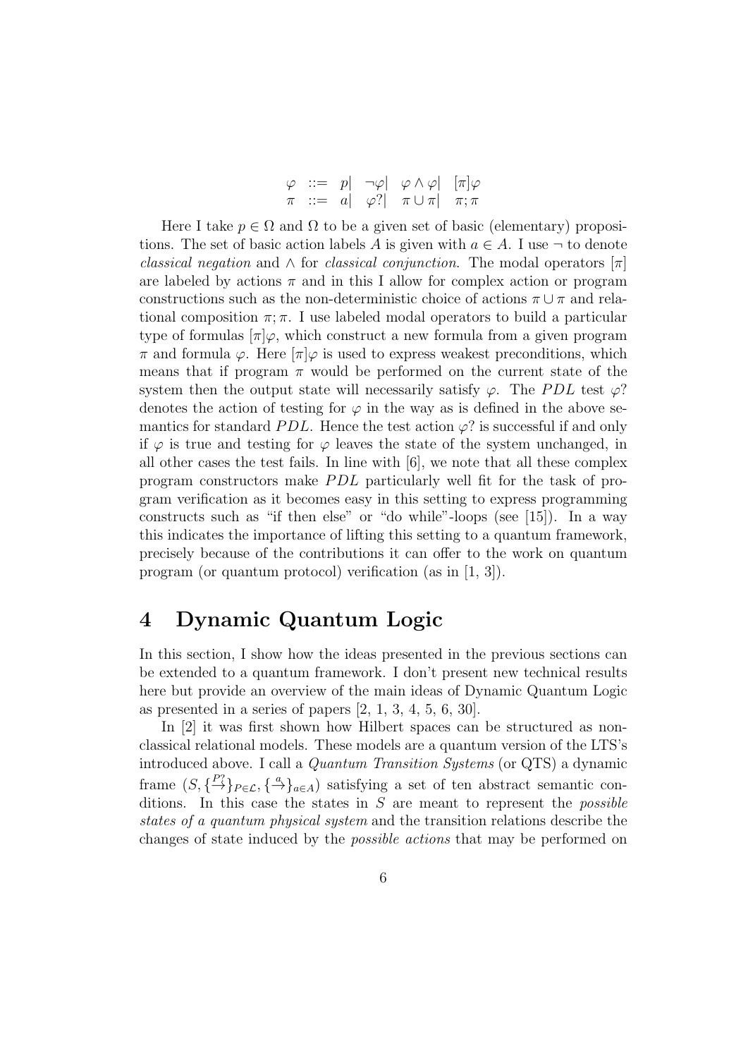$$
\begin{array}{lll}
\varphi & ::= & p| \quad \neg\varphi| \quad \varphi \wedge \varphi| \quad [\pi]\varphi \\
\pi & ::= & a| \quad \varphi?| \quad \pi \cup \pi| \quad \pi;\pi
\end{array}
$$

Here I take $p \in \Omega$ and $\Omega$ to be a given set of basic (elementary) propositions. The set of basic action labels $A$ is given with $a \in A$. I use $\neg$ to denote *classical negation* and $\wedge$ for *classical conjunction*. The modal operators $[\pi]$ are labeled by actions $\pi$ and in this I allow for complex action or program constructions such as the non-deterministic choice of actions $\pi \cup \pi$ and relational composition $\pi; \pi$. I use labeled modal operators to build a particular type of formulas $[\pi]\varphi$, which construct a new formula from a given program $\pi$ and formula $\varphi$. Here $[\pi]\varphi$ is used to express weakest preconditions, which means that if program $\pi$ would be performed on the current state of the system then the output state will necessarily satisfy $\varphi$. The $PDL$ test $\varphi?$ denotes the action of testing for $\varphi$ in the way as is defined in the above semantics for standard $PDL$. Hence the test action $\varphi?$ is successful if and only if $\varphi$ is true and testing for $\varphi$ leaves the state of the system unchanged, in all other cases the test fails. In line with [6], we note that all these complex program constructors make $PDL$ particularly well fit for the task of program verification as it becomes easy in this setting to express programming constructs such as "if then else" or "do while"-loops (see [15]). In a way this indicates the importance of lifting this setting to a quantum framework, precisely because of the contributions it can offer to the work on quantum program (or quantum protocol) verification (as in [1, 3]).

# 4 Dynamic Quantum Logic

In this section, I show how the ideas presented in the previous sections can be extended to a quantum framework. I don't present new technical results here but provide an overview of the main ideas of Dynamic Quantum Logic as presented in a series of papers [2, 1, 3, 4, 5, 6, 30].

In [2] it was first shown how Hilbert spaces can be structured as non-classical relational models. These models are a quantum version of the LTS's introduced above. I call a *Quantum Transition Systems* (or QTS) a dynamic frame $(S, \{\xrightarrow{P?}\}_{P \in \mathcal{L}}, \{\xrightarrow{a}\}_{a \in A})$ satisfying a set of ten abstract semantic conditions. In this case the states in $S$ are meant to represent the *possible states of a quantum physical system* and the transition relations describe the changes of state induced by the *possible actions* that may be performed on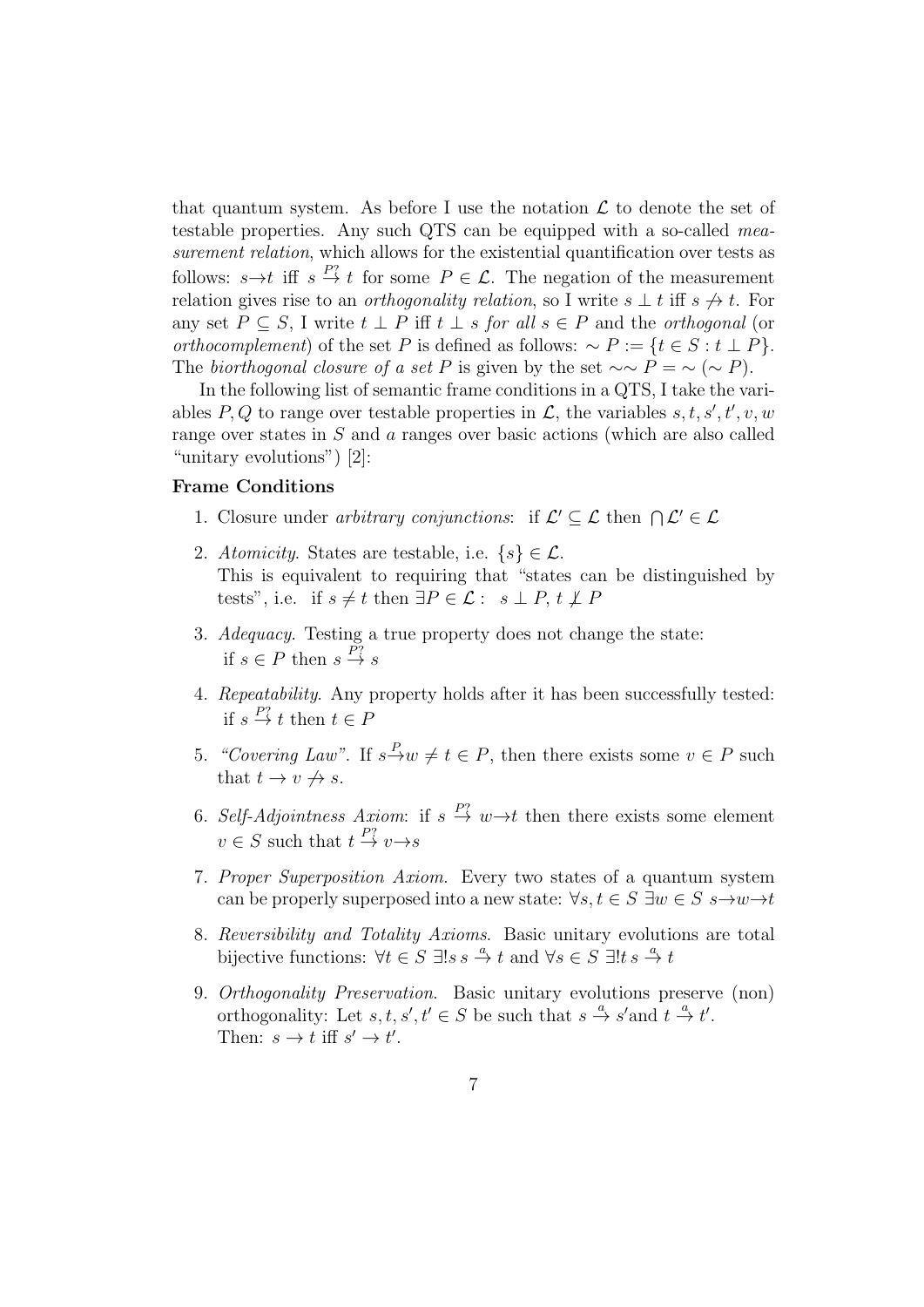that quantum system. As before I use the notation $\mathcal{L}$ to denote the set of testable properties. Any such QTS can be equipped with a so-called *measurement relation*, which allows for the existential quantification over tests as follows: $s \to t$ iff $s \stackrel{P?}{\to} t$ for some $P \in \mathcal{L}$. The negation of the measurement relation gives rise to an *orthogonality relation*, so I write $s \perp t$ iff $s \not\to t$. For any set $P \subseteq S$, I write $t \perp P$ iff $t \perp s$ *for all* $s \in P$ and the *orthogonal* (or *orthocomplement*) of the set $P$ is defined as follows: $\sim P := \{t \in S : t \perp P\}$. The *biorthogonal closure of a set* $P$ is given by the set $\sim\sim P = \sim (\sim P)$.

In the following list of semantic frame conditions in a QTS, I take the variables $P, Q$ to range over testable properties in $\mathcal{L}$, the variables $s, t, s', t', v, w$ range over states in $S$ and $a$ ranges over basic actions (which are also called "unitary evolutions") [2]:

**Frame Conditions**

1. Closure under *arbitrary conjunctions*: if $\mathcal{L}' \subseteq \mathcal{L}$ then $\bigcap \mathcal{L}' \in \mathcal{L}$
2. *Atomicity*. States are testable, i.e. $\{s\} \in \mathcal{L}$.
   This is equivalent to requiring that "states can be distinguished by tests", i.e. if $s \neq t$ then $\exists P \in \mathcal{L} : \ s \perp P, \, t \not\perp P$
3. *Adequacy*. Testing a true property does not change the state: if $s \in P$ then $s \stackrel{P?}{\to} s$
4. *Repeatability*. Any property holds after it has been successfully tested: if $s \stackrel{P?}{\to} t$ then $t \in P$
5. *"Covering Law"*. If $s \stackrel{P}{\to} w \neq t \in P$, then there exists some $v \in P$ such that $t \to v \not\to s$.
6. *Self-Adjointness Axiom*: if $s \stackrel{P?}{\to} w \to t$ then there exists some element $v \in S$ such that $t \stackrel{P?}{\to} v \to s$
7. *Proper Superposition Axiom*. Every two states of a quantum system can be properly superposed into a new state: $\forall s, t \in S \ \exists w \in S \ s \to w \to t$
8. *Reversibility and Totality Axioms*. Basic unitary evolutions are total bijective functions: $\forall t \in S \ \exists! s \, s \stackrel{a}{\to} t$ and $\forall s \in S \ \exists! t \, s \stackrel{a}{\to} t$
9. *Orthogonality Preservation*. Basic unitary evolutions preserve (non) orthogonality: Let $s, t, s', t' \in S$ be such that $s \stackrel{a}{\to} s'$ and $t \stackrel{a}{\to} t'$.
   Then: $s \to t$ iff $s' \to t'$.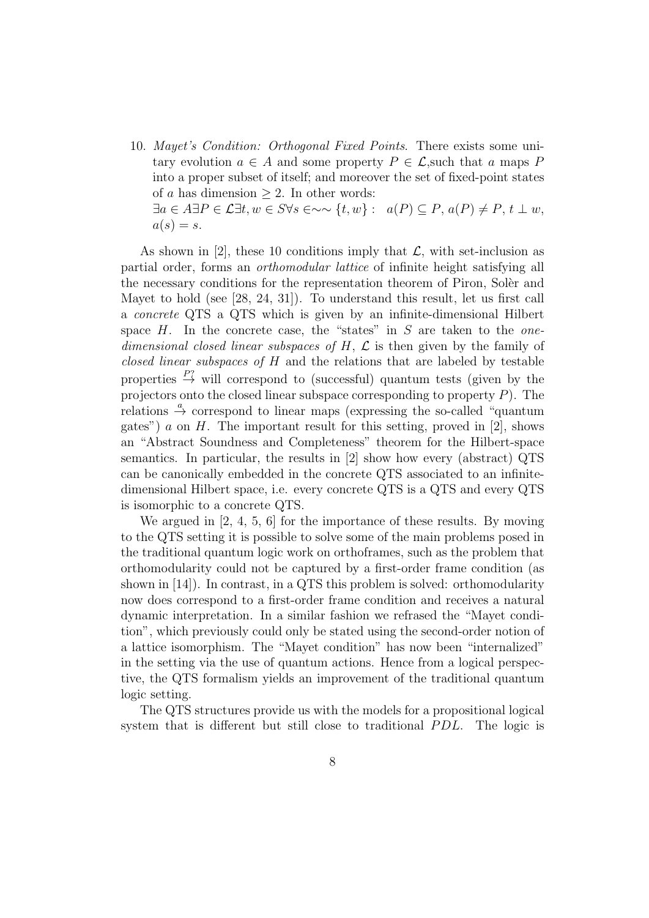10. *Mayet's Condition: Orthogonal Fixed Points*. There exists some unitary evolution $a \in A$ and some property $P \in \mathcal{L}$,such that $a$ maps $P$ into a proper subset of itself; and moreover the set of fixed-point states of $a$ has dimension $\geq 2$. In other words:
$\exists a \in A \exists P \in \mathcal{L} \exists t, w \in S \forall s \in \sim\sim \{t, w\} : \; a(P) \subseteq P, \, a(P) \neq P, \, t \perp w,$ $a(s) = s$.

As shown in [2], these 10 conditions imply that $\mathcal{L}$, with set-inclusion as partial order, forms an *orthomodular lattice* of infinite height satisfying all the necessary conditions for the representation theorem of Piron, Solèr and Mayet to hold (see [28, 24, 31]). To understand this result, let us first call a *concrete* QTS a QTS which is given by an infinite-dimensional Hilbert space $H$. In the concrete case, the "states" in $S$ are taken to the *one-dimensional closed linear subspaces of* $H$, $\mathcal{L}$ is then given by the family of *closed linear subspaces of* $H$ and the relations that are labeled by testable properties $\stackrel{P?}{\to}$ will correspond to (successful) quantum tests (given by the projectors onto the closed linear subspace corresponding to property $P$). The relations $\stackrel{a}{\to}$ correspond to linear maps (expressing the so-called "quantum gates") $a$ on $H$. The important result for this setting, proved in [2], shows an "Abstract Soundness and Completeness" theorem for the Hilbert-space semantics. In particular, the results in [2] show how every (abstract) QTS can be canonically embedded in the concrete QTS associated to an infinite-dimensional Hilbert space, i.e. every concrete QTS is a QTS and every QTS is isomorphic to a concrete QTS.

We argued in [2, 4, 5, 6] for the importance of these results. By moving to the QTS setting it is possible to solve some of the main problems posed in the traditional quantum logic work on orthoframes, such as the problem that orthomodularity could not be captured by a first-order frame condition (as shown in [14]). In contrast, in a QTS this problem is solved: orthomodularity now does correspond to a first-order frame condition and receives a natural dynamic interpretation. In a similar fashion we refrased the "Mayet condition", which previously could only be stated using the second-order notion of a lattice isomorphism. The "Mayet condition" has now been "internalized" in the setting via the use of quantum actions. Hence from a logical perspective, the QTS formalism yields an improvement of the traditional quantum logic setting.

The QTS structures provide us with the models for a propositional logical system that is different but still close to traditional $PDL$. The logic is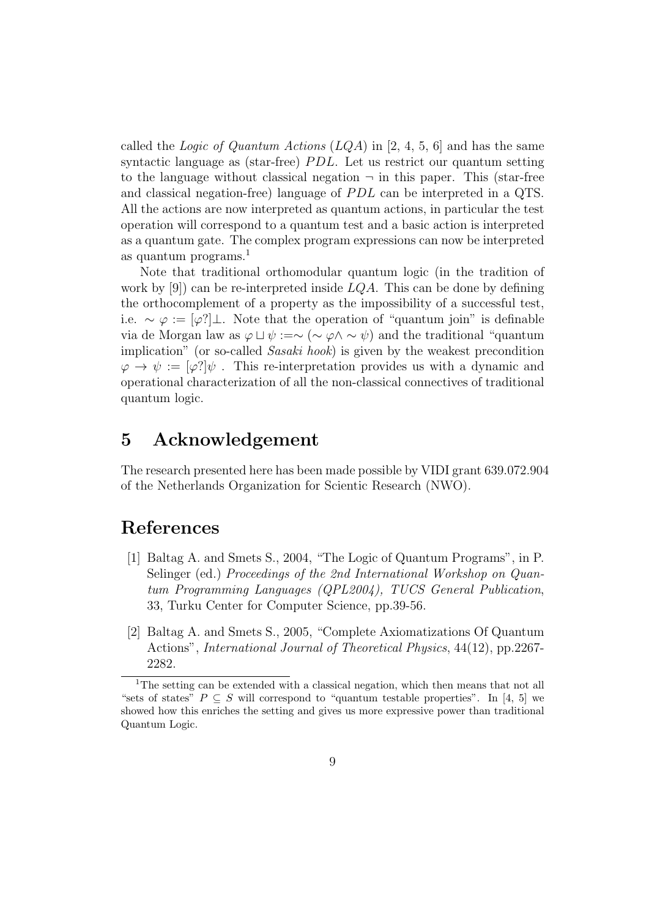called the *Logic of Quantum Actions* ($LQA$) in [2, 4, 5, 6] and has the same syntactic language as (star-free) $PDL$. Let us restrict our quantum setting to the language without classical negation $\neg$ in this paper. This (star-free and classical negation-free) language of $PDL$ can be interpreted in a QTS. All the actions are now interpreted as quantum actions, in particular the test operation will correspond to a quantum test and a basic action is interpreted as a quantum gate. The complex program expressions can now be interpreted as quantum programs.[1]

Note that traditional orthomodular quantum logic (in the tradition of work by [9]) can be re-interpreted inside $LQA$. This can be done by defining the orthocomplement of a property as the impossibility of a successful test, i.e. $\sim \varphi := [\varphi?]\bot$. Note that the operation of "quantum join" is definable via de Morgan law as $\varphi \sqcup \psi := \sim (\sim \varphi \wedge \sim \psi)$ and the traditional "quantum implication" (or so-called *Sasaki hook*) is given by the weakest precondition $\varphi \rightarrow \psi := [\varphi?]\psi$ . This re-interpretation provides us with a dynamic and operational characterization of all the non-classical connectives of traditional quantum logic.

# 5 Acknowledgement

The research presented here has been made possible by VIDI grant 639.072.904 of the Netherlands Organization for Scientic Research (NWO).

# References

[1] Baltag A. and Smets S., 2004, "The Logic of Quantum Programs", in P. Selinger (ed.) *Proceedings of the 2nd International Workshop on Quantum Programming Languages (QPL2004), TUCS General Publication*, 33, Turku Center for Computer Science, pp.39-56.

[2] Baltag A. and Smets S., 2005, "Complete Axiomatizations Of Quantum Actions", *International Journal of Theoretical Physics*, 44(12), pp.2267-2282.

[1] The setting can be extended with a classical negation, which then means that not all "sets of states" $P \subseteq S$ will correspond to "quantum testable properties". In [4, 5] we showed how this enriches the setting and gives us more expressive power than traditional Quantum Logic.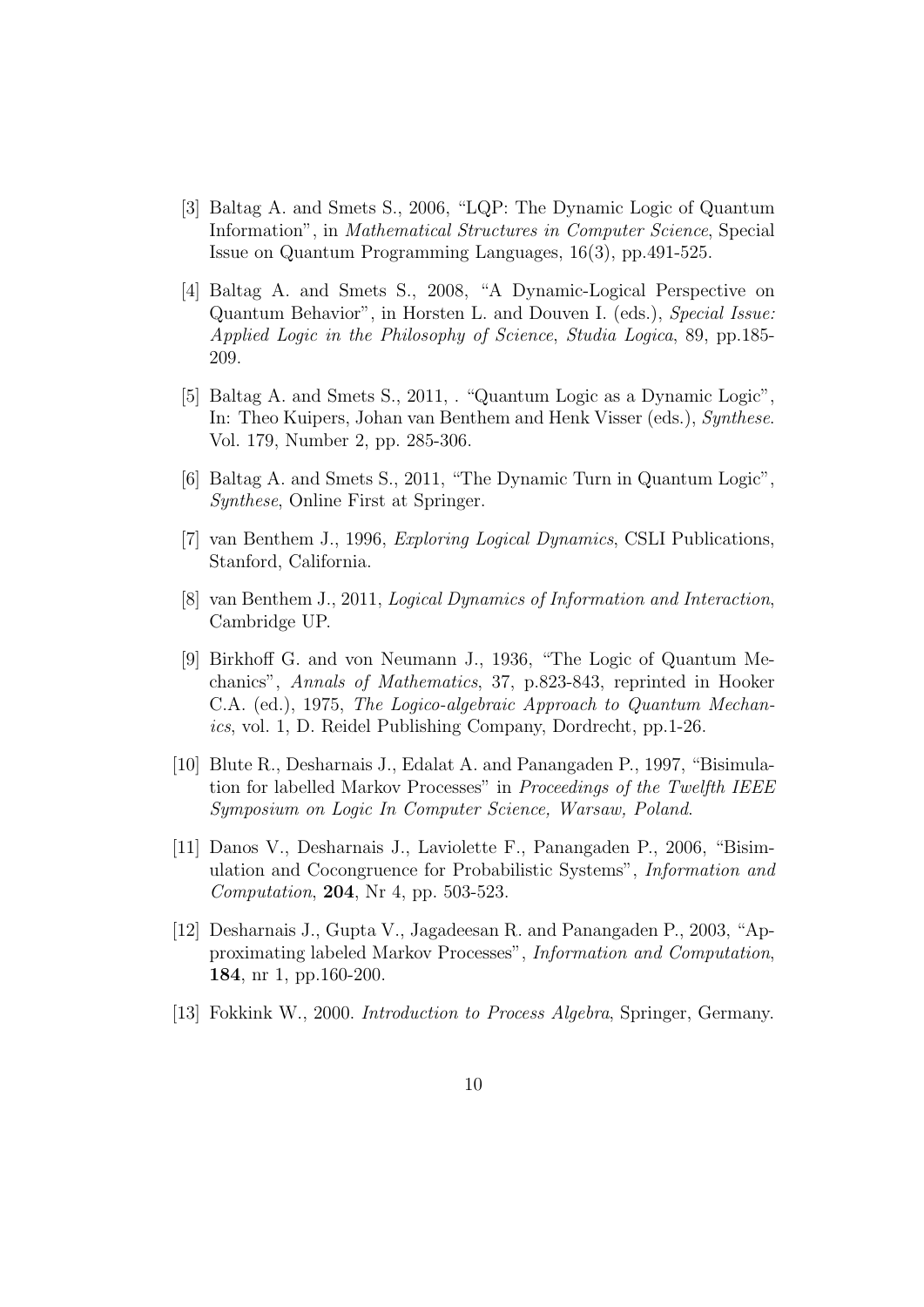[3] Baltag A. and Smets S., 2006, "LQP: The Dynamic Logic of Quantum Information", in *Mathematical Structures in Computer Science*, Special Issue on Quantum Programming Languages, 16(3), pp.491-525.

[4] Baltag A. and Smets S., 2008, "A Dynamic-Logical Perspective on Quantum Behavior", in Horsten L. and Douven I. (eds.), *Special Issue: Applied Logic in the Philosophy of Science*, *Studia Logica*, 89, pp.185-209.

[5] Baltag A. and Smets S., 2011, . "Quantum Logic as a Dynamic Logic", In: Theo Kuipers, Johan van Benthem and Henk Visser (eds.), *Synthese*. Vol. 179, Number 2, pp. 285-306.

[6] Baltag A. and Smets S., 2011, "The Dynamic Turn in Quantum Logic", *Synthese*, Online First at Springer.

[7] van Benthem J., 1996, *Exploring Logical Dynamics*, CSLI Publications, Stanford, California.

[8] van Benthem J., 2011, *Logical Dynamics of Information and Interaction*, Cambridge UP.

[9] Birkhoff G. and von Neumann J., 1936, "The Logic of Quantum Mechanics", *Annals of Mathematics*, 37, p.823-843, reprinted in Hooker C.A. (ed.), 1975, *The Logico-algebraic Approach to Quantum Mechanics*, vol. 1, D. Reidel Publishing Company, Dordrecht, pp.1-26.

[10] Blute R., Desharnais J., Edalat A. and Panangaden P., 1997, "Bisimulation for labelled Markov Processes" in *Proceedings of the Twelfth IEEE Symposium on Logic In Computer Science, Warsaw, Poland*.

[11] Danos V., Desharnais J., Laviolette F., Panangaden P., 2006, "Bisimulation and Cocongruence for Probabilistic Systems", *Information and Computation*, **204**, Nr 4, pp. 503-523.

[12] Desharnais J., Gupta V., Jagadeesan R. and Panangaden P., 2003, "Approximating labeled Markov Processes", *Information and Computation*, **184**, nr 1, pp.160-200.

[13] Fokkink W., 2000. *Introduction to Process Algebra*, Springer, Germany.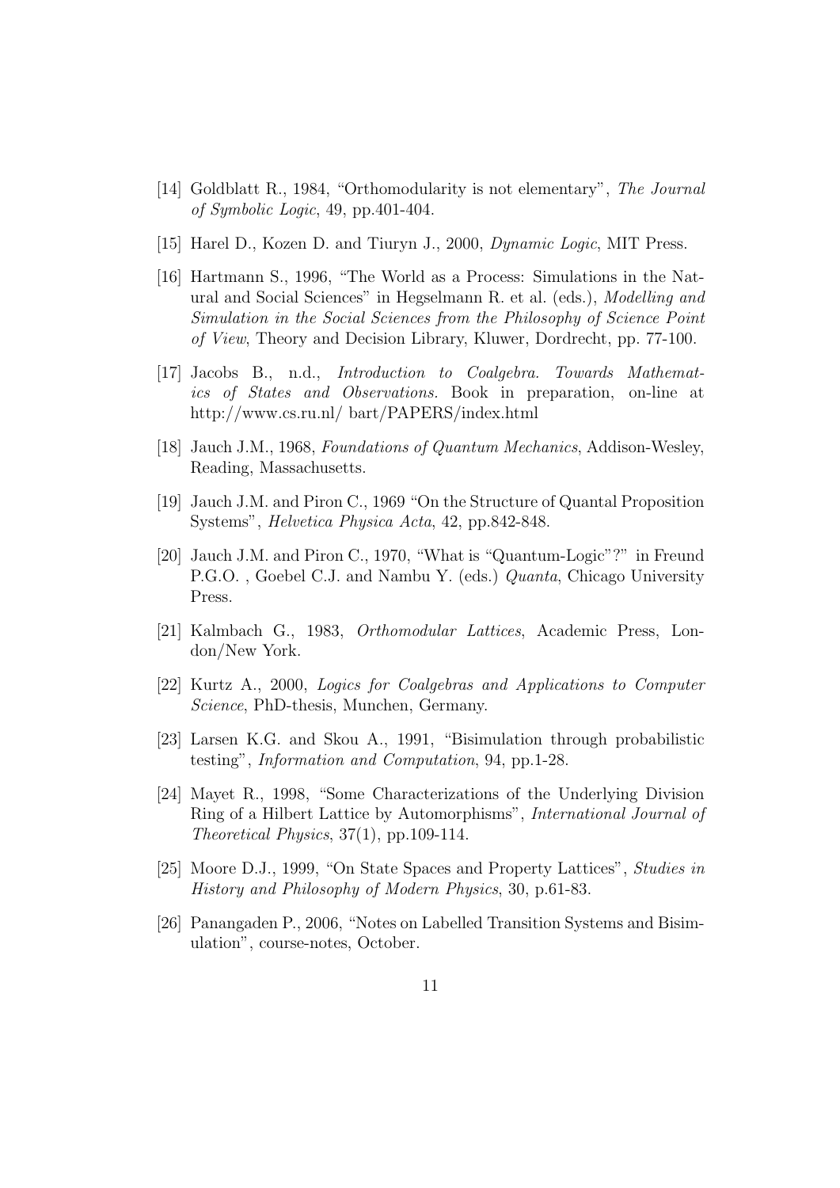[14] Goldblatt R., 1984, "Orthomodularity is not elementary", *The Journal of Symbolic Logic*, 49, pp.401-404.

[15] Harel D., Kozen D. and Tiuryn J., 2000, *Dynamic Logic*, MIT Press.

[16] Hartmann S., 1996, "The World as a Process: Simulations in the Natural and Social Sciences" in Hegselmann R. et al. (eds.), *Modelling and Simulation in the Social Sciences from the Philosophy of Science Point of View*, Theory and Decision Library, Kluwer, Dordrecht, pp. 77-100.

[17] Jacobs B., n.d., *Introduction to Coalgebra. Towards Mathematics of States and Observations.* Book in preparation, on-line at http://www.cs.ru.nl/ bart/PAPERS/index.html

[18] Jauch J.M., 1968, *Foundations of Quantum Mechanics*, Addison-Wesley, Reading, Massachusetts.

[19] Jauch J.M. and Piron C., 1969 "On the Structure of Quantal Proposition Systems", *Helvetica Physica Acta*, 42, pp.842-848.

[20] Jauch J.M. and Piron C., 1970, "What is "Quantum-Logic"?" in Freund P.G.O. , Goebel C.J. and Nambu Y. (eds.) *Quanta*, Chicago University Press.

[21] Kalmbach G., 1983, *Orthomodular Lattices*, Academic Press, London/New York.

[22] Kurtz A., 2000, *Logics for Coalgebras and Applications to Computer Science*, PhD-thesis, Munchen, Germany.

[23] Larsen K.G. and Skou A., 1991, "Bisimulation through probabilistic testing", *Information and Computation*, 94, pp.1-28.

[24] Mayet R., 1998, "Some Characterizations of the Underlying Division Ring of a Hilbert Lattice by Automorphisms", *International Journal of Theoretical Physics*, 37(1), pp.109-114.

[25] Moore D.J., 1999, "On State Spaces and Property Lattices", *Studies in History and Philosophy of Modern Physics*, 30, p.61-83.

[26] Panangaden P., 2006, "Notes on Labelled Transition Systems and Bisimulation", course-notes, October.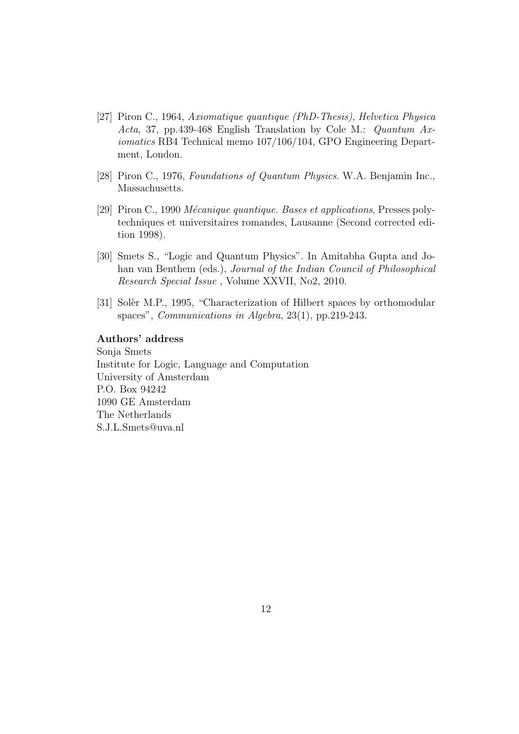[27] Piron C., 1964, *Axiomatique quantique (PhD-Thesis)*, *Helvetica Physica Acta*, 37, pp.439-468 English Translation by Cole M.: *Quantum Axiomatics* RB4 Technical memo 107/106/104, GPO Engineering Department, London.

[28] Piron C., 1976, *Foundations of Quantum Physics*. W.A. Benjamin Inc., Massachusetts.

[29] Piron C., 1990 *Mécanique quantique. Bases et applications*, Presses polytechniques et universitaires romandes, Lausanne (Second corrected edition 1998).

[30] Smets S., "Logic and Quantum Physics". In Amitabha Gupta and Johan van Benthem (eds.), *Journal of the Indian Council of Philosophical Research Special Issue* , Volume XXVII, No2, 2010.

[31] Solèr M.P., 1995, "Characterization of Hilbert spaces by orthomodular spaces", *Communications in Algebra*, 23(1), pp.219-243.

**Authors' address**

Sonja Smets
Institute for Logic, Language and Computation
University of Amsterdam
P.O. Box 94242
1090 GE Amsterdam
The Netherlands
S.J.L.Smets@uva.nl